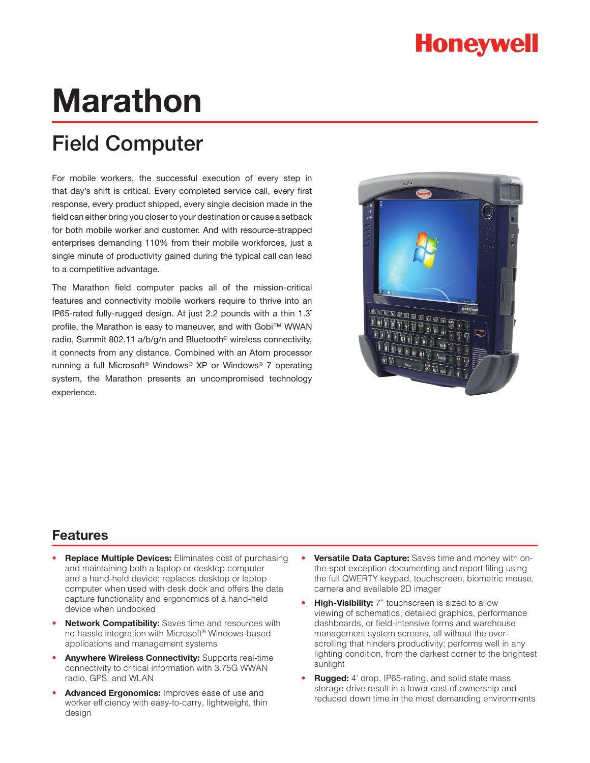Honeywell

# Marathon

## Field Computer

For mobile workers, the successful execution of every step in that day's shift is critical. Every completed service call, every first response, every product shipped, every single decision made in the field can either bring you closer to your destination or cause a setback for both mobile worker and customer. And with resource-strapped enterprises demanding 110% from their mobile workforces, just a single minute of productivity gained during the typical call can lead to a competitive advantage.

The Marathon field computer packs all of the mission-critical features and connectivity mobile workers require to thrive into an IP65-rated fully-rugged design. At just 2.2 pounds with a thin 1.3″ profile, the Marathon is easy to maneuver, and with Gobi™ WWAN radio, Summit 802.11 a/b/g/n and Bluetooth® wireless connectivity, it connects from any distance. Combined with an Atom processor running a full Microsoft® Windows® XP or Windows® 7 operating system, the Marathon presents an uncompromised technology experience.

## Features

- **Replace Multiple Devices:** Eliminates cost of purchasing and maintaining both a laptop or desktop computer and a hand-held device; replaces desktop or laptop computer when used with desk dock and offers the data capture functionality and ergonomics of a hand-held device when undocked
- **Network Compatibility:** Saves time and resources with no-hassle integration with Microsoft® Windows-based applications and management systems
- **Anywhere Wireless Connectivity:** Supports real-time connectivity to critical information with 3.75G WWAN radio, GPS, and WLAN
- **Advanced Ergonomics:** Improves ease of use and worker efficiency with easy-to-carry, lightweight, thin design
- **Versatile Data Capture:** Saves time and money with on-the-spot exception documenting and report filing using the full QWERTY keypad, touchscreen, biometric mouse, camera and available 2D imager
- **High-Visibility:** 7" touchscreen is sized to allow viewing of schematics, detailed graphics, performance dashboards, or field-intensive forms and warehouse management system screens, all without the over-scrolling that hinders productivity; performs well in any lighting condition, from the darkest corner to the brightest sunlight
- **Rugged:** 4' drop, IP65-rating, and solid state mass storage drive result in a lower cost of ownership and reduced down time in the most demanding environments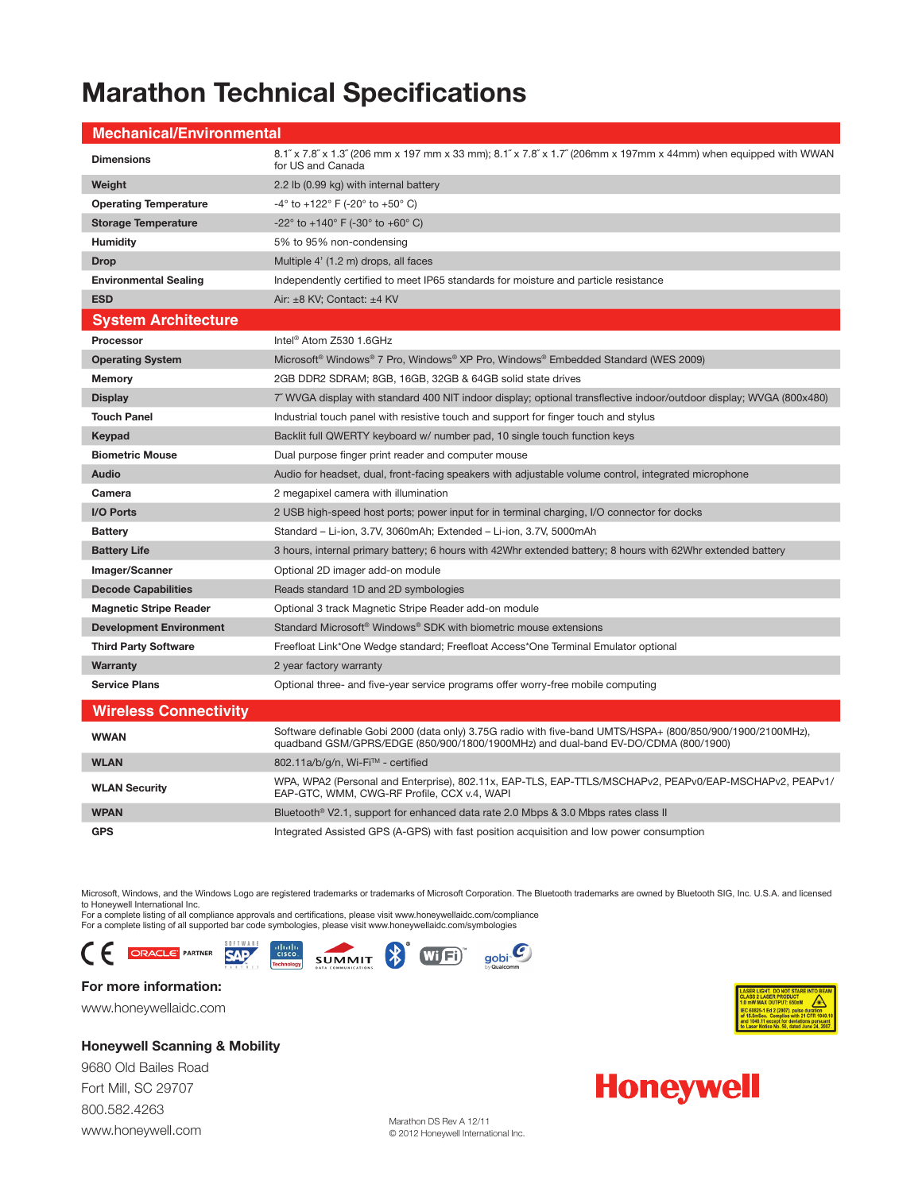# Marathon Technical Specifications

## Mechanical/Environmental

| | |
|---|---|
| **Dimensions** | 8.1˝ x 7.8˝ x 1.3˝ (206 mm x 197 mm x 33 mm); 8.1˝ x 7.8˝ x 1.7˝ (206mm x 197mm x 44mm) when equipped with WWAN for US and Canada |
| **Weight** | 2.2 lb (0.99 kg) with internal battery |
| **Operating Temperature** | -4° to +122° F (-20° to +50° C) |
| **Storage Temperature** | -22° to +140° F (-30° to +60° C) |
| **Humidity** | 5% to 95% non-condensing |
| **Drop** | Multiple 4' (1.2 m) drops, all faces |
| **Environmental Sealing** | Independently certified to meet IP65 standards for moisture and particle resistance |
| **ESD** | Air: ±8 KV; Contact: ±4 KV |

## System Architecture

| | |
|---|---|
| **Processor** | Intel® Atom Z530 1.6GHz |
| **Operating System** | Microsoft® Windows® 7 Pro, Windows® XP Pro, Windows® Embedded Standard (WES 2009) |
| **Memory** | 2GB DDR2 SDRAM; 8GB, 16GB, 32GB & 64GB solid state drives |
| **Display** | 7˝ WVGA display with standard 400 NIT indoor display; optional transflective indoor/outdoor display; WVGA (800x480) |
| **Touch Panel** | Industrial touch panel with resistive touch and support for finger touch and stylus |
| **Keypad** | Backlit full QWERTY keyboard w/ number pad, 10 single touch function keys |
| **Biometric Mouse** | Dual purpose finger print reader and computer mouse |
| **Audio** | Audio for headset, dual, front-facing speakers with adjustable volume control, integrated microphone |
| **Camera** | 2 megapixel camera with illumination |
| **I/O Ports** | 2 USB high-speed host ports; power input for in terminal charging, I/O connector for docks |
| **Battery** | Standard – Li-ion, 3.7V, 3060mAh; Extended – Li-ion, 3.7V, 5000mAh |
| **Battery Life** | 3 hours, internal primary battery; 6 hours with 42Whr extended battery; 8 hours with 62Whr extended battery |
| **Imager/Scanner** | Optional 2D imager add-on module |
| **Decode Capabilities** | Reads standard 1D and 2D symbologies |
| **Magnetic Stripe Reader** | Optional 3 track Magnetic Stripe Reader add-on module |
| **Development Environment** | Standard Microsoft® Windows® SDK with biometric mouse extensions |
| **Third Party Software** | Freefloat Link*One Wedge standard; Freefloat Access*One Terminal Emulator optional |
| **Warranty** | 2 year factory warranty |
| **Service Plans** | Optional three- and five-year service programs offer worry-free mobile computing |

## Wireless Connectivity

| | |
|---|---|
| **WWAN** | Software definable Gobi 2000 (data only) 3.75G radio with five-band UMTS/HSPA+ (800/850/900/1900/2100MHz), quadband GSM/GPRS/EDGE (850/900/1800/1900MHz) and dual-band EV-DO/CDMA (800/1900) |
| **WLAN** | 802.11a/b/g/n, Wi-Fi™ - certified |
| **WLAN Security** | WPA, WPA2 (Personal and Enterprise), 802.11x, EAP-TLS, EAP-TTLS/MSCHAPv2, PEAPv0/EAP-MSCHAPv2, PEAPv1/EAP-GTC, WMM, CWG-RF Profile, CCX v.4, WAPI |
| **WPAN** | Bluetooth® V2.1, support for enhanced data rate 2.0 Mbps & 3.0 Mbps rates class II |
| **GPS** | Integrated Assisted GPS (A-GPS) with fast position acquisition and low power consumption |

Microsoft, Windows, and the Windows Logo are registered trademarks or trademarks of Microsoft Corporation. The Bluetooth trademarks are owned by Bluetooth SIG, Inc. U.S.A. and licensed to Honeywell International Inc.
For a complete listing of all compliance approvals and certifications, please visit www.honeywellaidc.com/compliance
For a complete listing of all supported bar code symbologies, please visit www.honeywellaidc.com/symbologies

LASER LIGHT. DO NOT STARE INTO BEAM CLASS 2 LASER PRODUCT 1.0 mW MAX OUTPUT: 650nM IEC 60825-1 Ed 2 (2007); pulse duration of 15.5mSec. Complies with 21 CFR 1040.10 and 1040.11 except for deviations pursuant to Laser Notice No. 50, dated June 24, 2007.

### For more information:

www.honeywellaidc.com

### Honeywell Scanning & Mobility

9680 Old Bailes Road
Fort Mill, SC 29707
800.582.4263
www.honeywell.com

Marathon DS Rev A 12/11
© 2012 Honeywell International Inc.

Honeywell